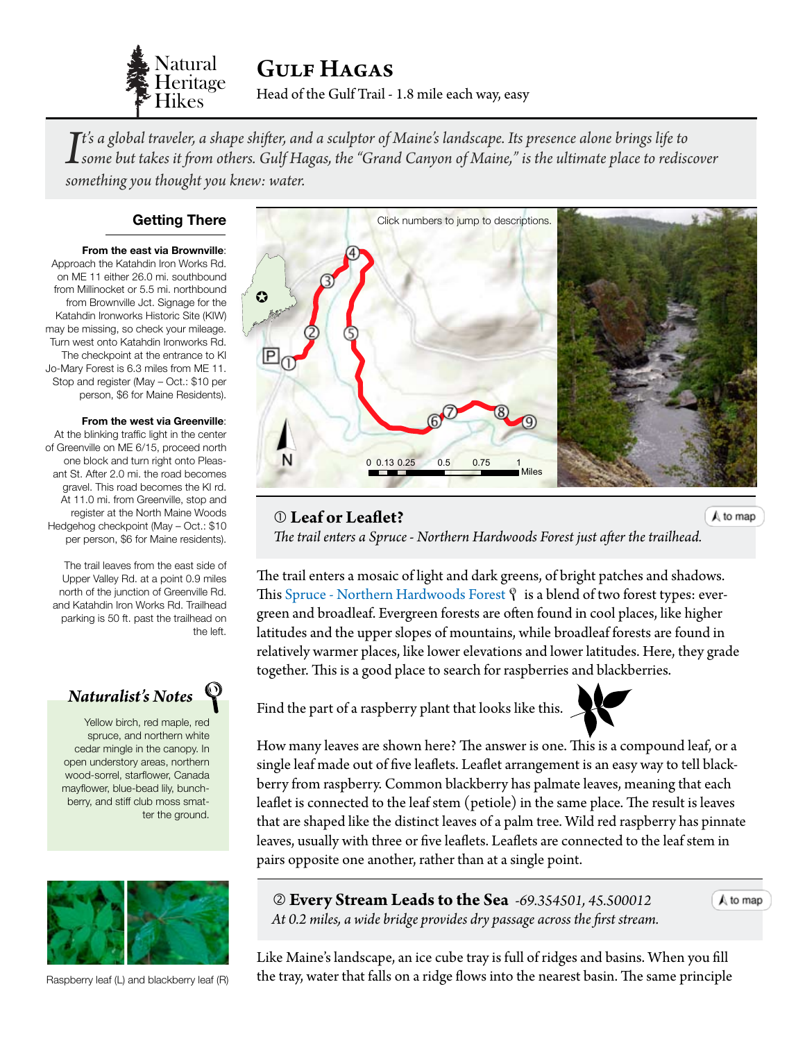Natural Heritage Hikes

# Gulf Hagas

Head of the Gulf Trail - 1.8 mile each way, easy

*It's a global traveler, a shape shifter, and a sculptor of Maine's landscape. Its presence alone brings life to some but takes it from others. Gulf Hagas, the "Grand Canyon of Maine," is the ultimate place to rediscover something you thought you knew: water.*

## Getting There

**From the east via Brownville**: Approach the Katahdin Iron Works Rd. on ME 11 either 26.0 mi. southbound from Millinocket or 5.5 mi. northbound from Brownville Jct. Signage for the Katahdin Ironworks Historic Site (KIW) may be missing, so check your mileage. Turn west onto Katahdin Ironworks Rd. The checkpoint at the entrance to KI Jo-Mary Forest is 6.3 miles from ME 11. Stop and register (May – Oct.: $10 per person, $6 for Maine Residents).

**From the west via Greenville**: At the blinking traffic light in the center of Greenville on ME 6/15, proceed north one block and turn right onto Pleasant St. After 2.0 mi. the road becomes gravel. This road becomes the KI rd. At 11.0 mi. from Greenville, stop and register at the North Maine Woods Hedgehog checkpoint (May – Oct.: $10 per person, $6 for Maine residents).

The trail leaves from the east side of Upper Valley Rd. at a point 0.9 miles north of the junction of Greenville Rd. and Katahdin Iron Works Rd. Trailhead parking is 50 ft. past the trailhead on the left.

Click numbers to jump to descriptions.

0 0.13 0.25 0.5 0.75 1 Miles

## ① Leaf or Leaflet?

*The trail enters a Spruce - Northern Hardwoods Forest just after the trailhead.*

The trail enters a mosaic of light and dark greens, of bright patches and shadows. This Spruce - Northern Hardwoods Forest is a blend of two forest types: evergreen and broadleaf. Evergreen forests are often found in cool places, like higher latitudes and the upper slopes of mountains, while broadleaf forests are found in relatively warmer places, like lower elevations and lower latitudes. Here, they grade together. This is a good place to search for raspberries and blackberries.

Find the part of a raspberry plant that looks like this.

How many leaves are shown here? The answer is one. This is a compound leaf, or a single leaf made out of five leaflets. Leaflet arrangement is an easy way to tell blackberry from raspberry. Common blackberry has palmate leaves, meaning that each leaflet is connected to the leaf stem (petiole) in the same place. The result is leaves that are shaped like the distinct leaves of a palm tree. Wild red raspberry has pinnate leaves, usually with three or five leaflets. Leaflets are connected to the leaf stem in pairs opposite one another, rather than at a single point.

### Naturalist's Notes

Yellow birch, red maple, red spruce, and northern white cedar mingle in the canopy. In open understory areas, northern wood-sorrel, starflower, Canada mayflower, blue-bead lily, bunchberry, and stiff club moss smatter the ground.

Raspberry leaf (L) and blackberry leaf (R)

## ② Every Stream Leads to the Sea *-69.354501, 45.500012*

*At 0.2 miles, a wide bridge provides dry passage across the first stream.*

Like Maine's landscape, an ice cube tray is full of ridges and basins. When you fill the tray, water that falls on a ridge flows into the nearest basin. The same principle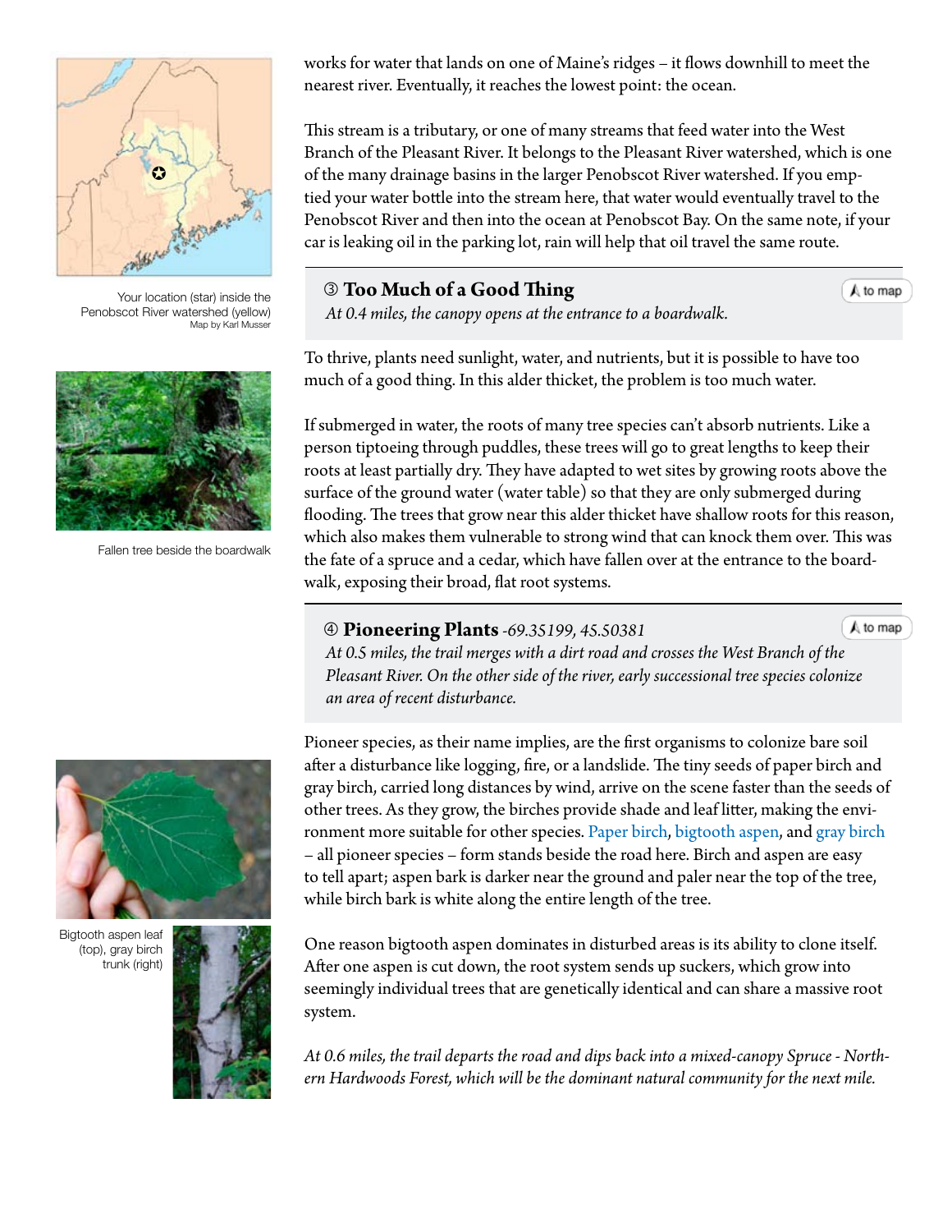works for water that lands on one of Maine's ridges – it flows downhill to meet the nearest river. Eventually, it reaches the lowest point: the ocean.

This stream is a tributary, or one of many streams that feed water into the West Branch of the Pleasant River. It belongs to the Pleasant River watershed, which is one of the many drainage basins in the larger Penobscot River watershed. If you emptied your water bottle into the stream here, that water would eventually travel to the Penobscot River and then into the ocean at Penobscot Bay. On the same note, if your car is leaking oil in the parking lot, rain will help that oil travel the same route.

Your location (star) inside the Penobscot River watershed (yellow)
Map by Karl Musser

## ③ Too Much of a Good Thing

*At 0.4 miles, the canopy opens at the entrance to a boardwalk.*

To thrive, plants need sunlight, water, and nutrients, but it is possible to have too much of a good thing. In this alder thicket, the problem is too much water.

If submerged in water, the roots of many tree species can't absorb nutrients. Like a person tiptoeing through puddles, these trees will go to great lengths to keep their roots at least partially dry. They have adapted to wet sites by growing roots above the surface of the ground water (water table) so that they are only submerged during flooding. The trees that grow near this alder thicket have shallow roots for this reason, which also makes them vulnerable to strong wind that can knock them over. This was the fate of a spruce and a cedar, which have fallen over at the entrance to the boardwalk, exposing their broad, flat root systems.

Fallen tree beside the boardwalk

## ④ Pioneering Plants *-69.35199, 45.50381*

*At 0.5 miles, the trail merges with a dirt road and crosses the West Branch of the Pleasant River. On the other side of the river, early successional tree species colonize an area of recent disturbance.*

Pioneer species, as their name implies, are the first organisms to colonize bare soil after a disturbance like logging, fire, or a landslide. The tiny seeds of paper birch and gray birch, carried long distances by wind, arrive on the scene faster than the seeds of other trees. As they grow, the birches provide shade and leaf litter, making the environment more suitable for other species. Paper birch, bigtooth aspen, and gray birch – all pioneer species – form stands beside the road here. Birch and aspen are easy to tell apart; aspen bark is darker near the ground and paler near the top of the tree, while birch bark is white along the entire length of the tree.

One reason bigtooth aspen dominates in disturbed areas is its ability to clone itself. After one aspen is cut down, the root system sends up suckers, which grow into seemingly individual trees that are genetically identical and can share a massive root system.

Bigtooth aspen leaf (top), gray birch trunk (right)

*At 0.6 miles, the trail departs the road and dips back into a mixed-canopy Spruce - Northern Hardwoods Forest, which will be the dominant natural community for the next mile.*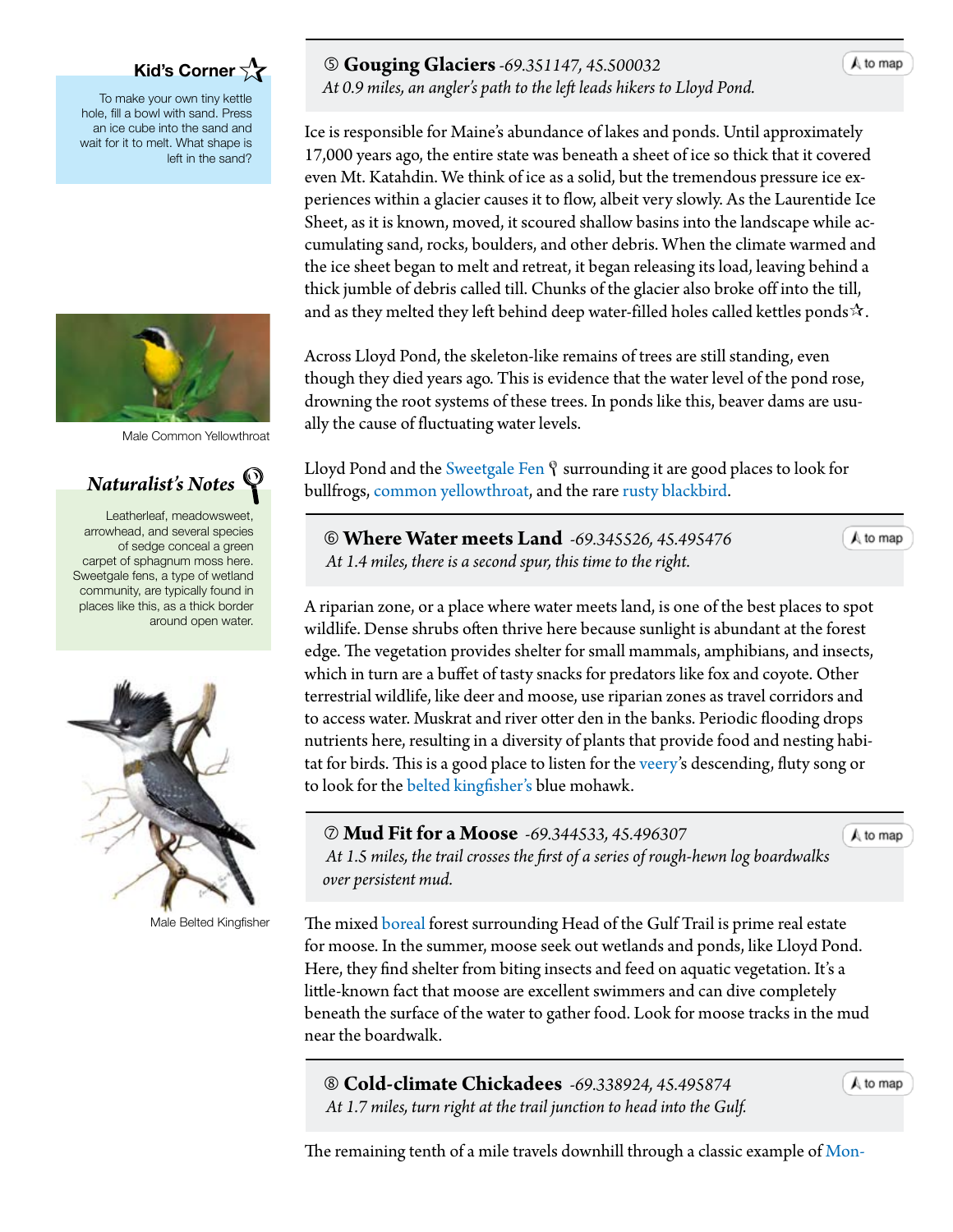### Kid's Corner ☆

To make your own tiny kettle hole, fill a bowl with sand. Press an ice cube into the sand and wait for it to melt. What shape is left in the sand?

Male Common Yellowthroat

### Naturalist's Notes

Leatherleaf, meadowsweet, arrowhead, and several species of sedge conceal a green carpet of sphagnum moss here. Sweetgale fens, a type of wetland community, are typically found in places like this, as a thick border around open water.

Male Belted Kingfisher

## ⑤ Gouging Glaciers *-69.351147, 45.500032*

*At 0.9 miles, an angler's path to the left leads hikers to Lloyd Pond.*

to map

Ice is responsible for Maine's abundance of lakes and ponds. Until approximately 17,000 years ago, the entire state was beneath a sheet of ice so thick that it covered even Mt. Katahdin. We think of ice as a solid, but the tremendous pressure ice experiences within a glacier causes it to flow, albeit very slowly. As the Laurentide Ice Sheet, as it is known, moved, it scoured shallow basins into the landscape while accumulating sand, rocks, boulders, and other debris. When the climate warmed and the ice sheet began to melt and retreat, it began releasing its load, leaving behind a thick jumble of debris called till. Chunks of the glacier also broke off into the till, and as they melted they left behind deep water-filled holes called kettles ponds☆.

Across Lloyd Pond, the skeleton-like remains of trees are still standing, even though they died years ago. This is evidence that the water level of the pond rose, drowning the root systems of these trees. In ponds like this, beaver dams are usually the cause of fluctuating water levels.

Lloyd Pond and the Sweetgale Fen surrounding it are good places to look for bullfrogs, common yellowthroat, and the rare rusty blackbird.

## ⑥ Where Water meets Land *-69.345526, 45.495476*

*At 1.4 miles, there is a second spur, this time to the right.*

to map

A riparian zone, or a place where water meets land, is one of the best places to spot wildlife. Dense shrubs often thrive here because sunlight is abundant at the forest edge. The vegetation provides shelter for small mammals, amphibians, and insects, which in turn are a buffet of tasty snacks for predators like fox and coyote. Other terrestrial wildlife, like deer and moose, use riparian zones as travel corridors and to access water. Muskrat and river otter den in the banks. Periodic flooding drops nutrients here, resulting in a diversity of plants that provide food and nesting habitat for birds. This is a good place to listen for the veery's descending, fluty song or to look for the belted kingfisher's blue mohawk.

## ⑦ Mud Fit for a Moose *-69.344533, 45.496307*

*At 1.5 miles, the trail crosses the first of a series of rough-hewn log boardwalks over persistent mud.*

to map

The mixed boreal forest surrounding Head of the Gulf Trail is prime real estate for moose. In the summer, moose seek out wetlands and ponds, like Lloyd Pond. Here, they find shelter from biting insects and feed on aquatic vegetation. It's a little-known fact that moose are excellent swimmers and can dive completely beneath the surface of the water to gather food. Look for moose tracks in the mud near the boardwalk.

## ⑧ Cold-climate Chickadees *-69.338924, 45.495874*

*At 1.7 miles, turn right at the trail junction to head into the Gulf.*

to map

The remaining tenth of a mile travels downhill through a classic example of Mon-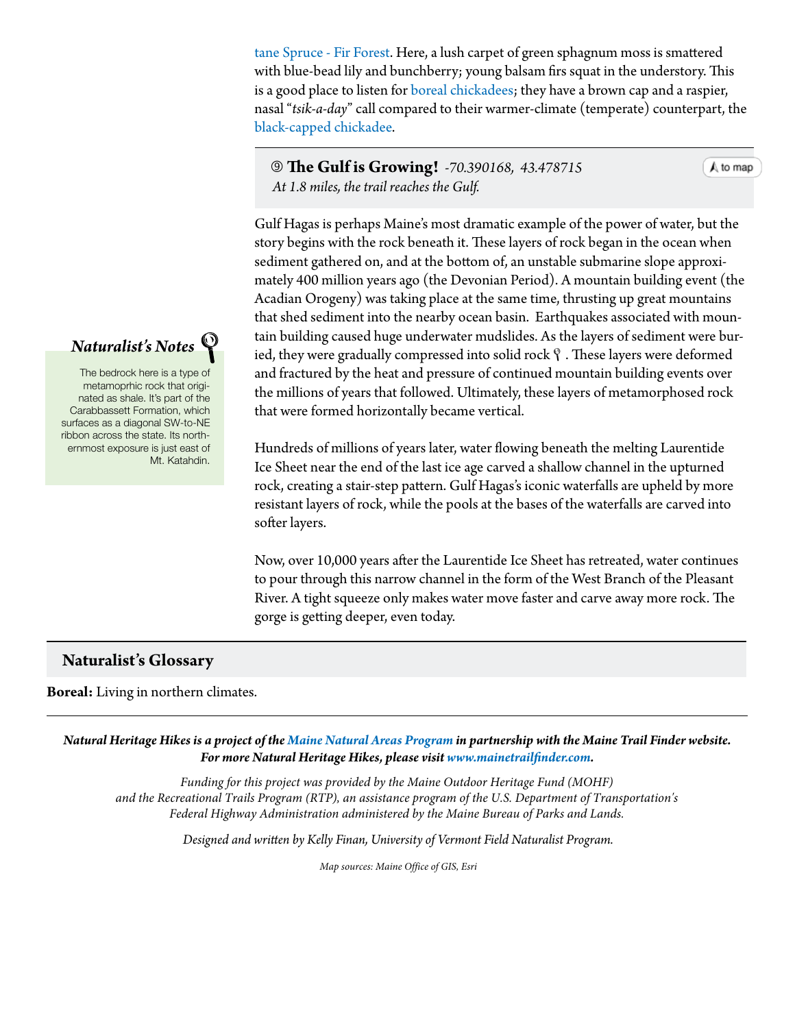tane Spruce - Fir Forest. Here, a lush carpet of green sphagnum moss is smattered with blue-bead lily and bunchberry; young balsam firs squat in the understory. This is a good place to listen for boreal chickadees; they have a brown cap and a raspier, nasal "*tsik-a-day*" call compared to their warmer-climate (temperate) counterpart, the black-capped chickadee.

### ⑨ The Gulf is Growing! *-70.390168, 43.478715*

*At 1.8 miles, the trail reaches the Gulf.*

to map

Gulf Hagas is perhaps Maine's most dramatic example of the power of water, but the story begins with the rock beneath it. These layers of rock began in the ocean when sediment gathered on, and at the bottom of, an unstable submarine slope approximately 400 million years ago (the Devonian Period). A mountain building event (the Acadian Orogeny) was taking place at the same time, thrusting up great mountains that shed sediment into the nearby ocean basin. Earthquakes associated with mountain building caused huge underwater mudslides. As the layers of sediment were buried, they were gradually compressed into solid rock. These layers were deformed and fractured by the heat and pressure of continued mountain building events over the millions of years that followed. Ultimately, these layers of metamorphosed rock that were formed horizontally became vertical.

***Naturalist's Notes***

The bedrock here is a type of metamoprhic rock that originated as shale. It's part of the Carabbassett Formation, which surfaces as a diagonal SW-to-NE ribbon across the state. Its northernmost exposure is just east of Mt. Katahdin.

Hundreds of millions of years later, water flowing beneath the melting Laurentide Ice Sheet near the end of the last ice age carved a shallow channel in the upturned rock, creating a stair-step pattern. Gulf Hagas's iconic waterfalls are upheld by more resistant layers of rock, while the pools at the bases of the waterfalls are carved into softer layers.

Now, over 10,000 years after the Laurentide Ice Sheet has retreated, water continues to pour through this narrow channel in the form of the West Branch of the Pleasant River. A tight squeeze only makes water move faster and carve away more rock. The gorge is getting deeper, even today.

## Naturalist's Glossary

**Boreal:** Living in northern climates.

***Natural Heritage Hikes is a project of the Maine Natural Areas Program in partnership with the Maine Trail Finder website. For more Natural Heritage Hikes, please visit www.mainetrailfinder.com.***

*Funding for this project was provided by the Maine Outdoor Heritage Fund (MOHF) and the Recreational Trails Program (RTP), an assistance program of the U.S. Department of Transportation's Federal Highway Administration administered by the Maine Bureau of Parks and Lands.*

*Designed and written by Kelly Finan, University of Vermont Field Naturalist Program.*

*Map sources: Maine Office of GIS, Esri*